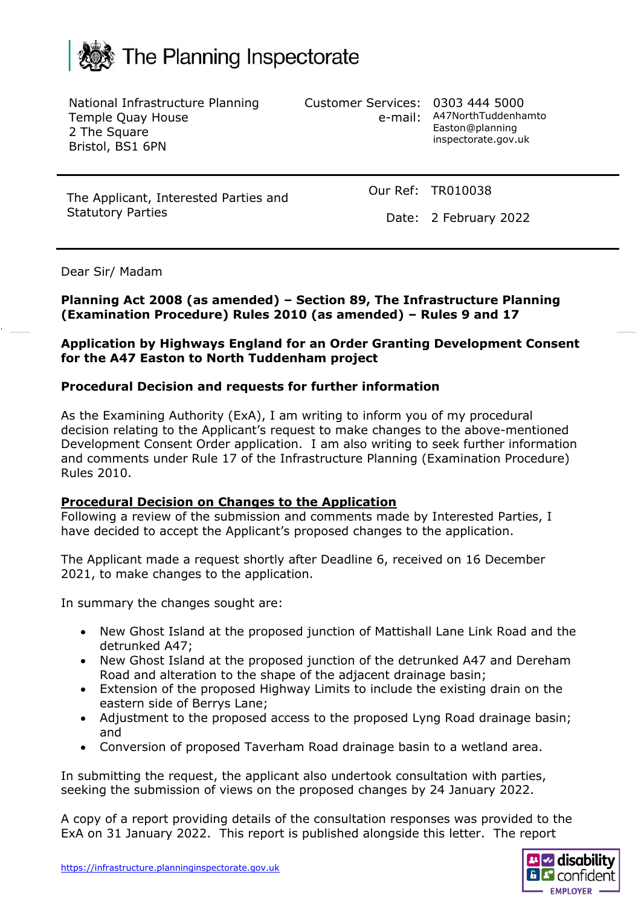# The Planning Inspectorate

National Infrastructure Planning
Temple Quay House
2 The Square
Bristol, BS1 6PN

Customer Services: 0303 444 5000
e-mail: A47NorthTuddenhamtoEaston@planninginspectorate.gov.uk

The Applicant, Interested Parties and Statutory Parties

Our Ref: TR010038

Date: 2 February 2022

Dear Sir/ Madam

**Planning Act 2008 (as amended) – Section 89, The Infrastructure Planning (Examination Procedure) Rules 2010 (as amended) – Rules 9 and 17**

**Application by Highways England for an Order Granting Development Consent for the A47 Easton to North Tuddenham project**

**Procedural Decision and requests for further information**

As the Examining Authority (ExA), I am writing to inform you of my procedural decision relating to the Applicant's request to make changes to the above-mentioned Development Consent Order application. I am also writing to seek further information and comments under Rule 17 of the Infrastructure Planning (Examination Procedure) Rules 2010.

**Procedural Decision on Changes to the Application**

Following a review of the submission and comments made by Interested Parties, I have decided to accept the Applicant's proposed changes to the application.

The Applicant made a request shortly after Deadline 6, received on 16 December 2021, to make changes to the application.

In summary the changes sought are:

- New Ghost Island at the proposed junction of Mattishall Lane Link Road and the detrunked A47;
- New Ghost Island at the proposed junction of the detrunked A47 and Dereham Road and alteration to the shape of the adjacent drainage basin;
- Extension of the proposed Highway Limits to include the existing drain on the eastern side of Berrys Lane;
- Adjustment to the proposed access to the proposed Lyng Road drainage basin; and
- Conversion of proposed Taverham Road drainage basin to a wetland area.

In submitting the request, the applicant also undertook consultation with parties, seeking the submission of views on the proposed changes by 24 January 2022.

A copy of a report providing details of the consultation responses was provided to the ExA on 31 January 2022. This report is published alongside this letter. The report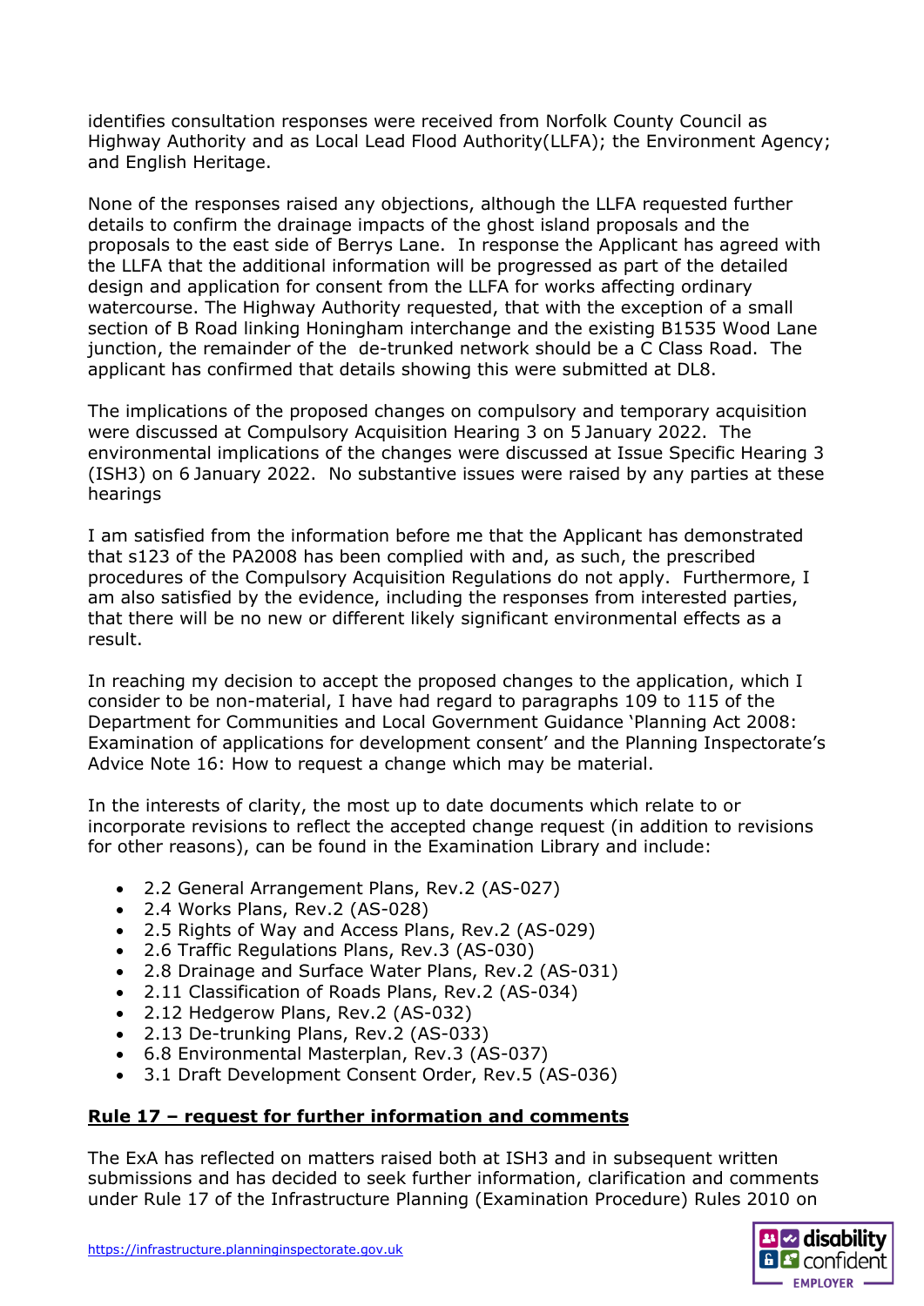identifies consultation responses were received from Norfolk County Council as Highway Authority and as Local Lead Flood Authority(LLFA); the Environment Agency; and English Heritage.

None of the responses raised any objections, although the LLFA requested further details to confirm the drainage impacts of the ghost island proposals and the proposals to the east side of Berrys Lane. In response the Applicant has agreed with the LLFA that the additional information will be progressed as part of the detailed design and application for consent from the LLFA for works affecting ordinary watercourse. The Highway Authority requested, that with the exception of a small section of B Road linking Honingham interchange and the existing B1535 Wood Lane junction, the remainder of the de-trunked network should be a C Class Road. The applicant has confirmed that details showing this were submitted at DL8.

The implications of the proposed changes on compulsory and temporary acquisition were discussed at Compulsory Acquisition Hearing 3 on 5 January 2022. The environmental implications of the changes were discussed at Issue Specific Hearing 3 (ISH3) on 6 January 2022. No substantive issues were raised by any parties at these hearings

I am satisfied from the information before me that the Applicant has demonstrated that s123 of the PA2008 has been complied with and, as such, the prescribed procedures of the Compulsory Acquisition Regulations do not apply. Furthermore, I am also satisfied by the evidence, including the responses from interested parties, that there will be no new or different likely significant environmental effects as a result.

In reaching my decision to accept the proposed changes to the application, which I consider to be non-material, I have had regard to paragraphs 109 to 115 of the Department for Communities and Local Government Guidance 'Planning Act 2008: Examination of applications for development consent' and the Planning Inspectorate's Advice Note 16: How to request a change which may be material.

In the interests of clarity, the most up to date documents which relate to or incorporate revisions to reflect the accepted change request (in addition to revisions for other reasons), can be found in the Examination Library and include:

- 2.2 General Arrangement Plans, Rev.2 (AS-027)
- 2.4 Works Plans, Rev.2 (AS-028)
- 2.5 Rights of Way and Access Plans, Rev.2 (AS-029)
- 2.6 Traffic Regulations Plans, Rev.3 (AS-030)
- 2.8 Drainage and Surface Water Plans, Rev.2 (AS-031)
- 2.11 Classification of Roads Plans, Rev.2 (AS-034)
- 2.12 Hedgerow Plans, Rev.2 (AS-032)
- 2.13 De-trunking Plans, Rev.2 (AS-033)
- 6.8 Environmental Masterplan, Rev.3 (AS-037)
- 3.1 Draft Development Consent Order, Rev.5 (AS-036)

**<u>Rule 17 – request for further information and comments</u>**

The ExA has reflected on matters raised both at ISH3 and in subsequent written submissions and has decided to seek further information, clarification and comments under Rule 17 of the Infrastructure Planning (Examination Procedure) Rules 2010 on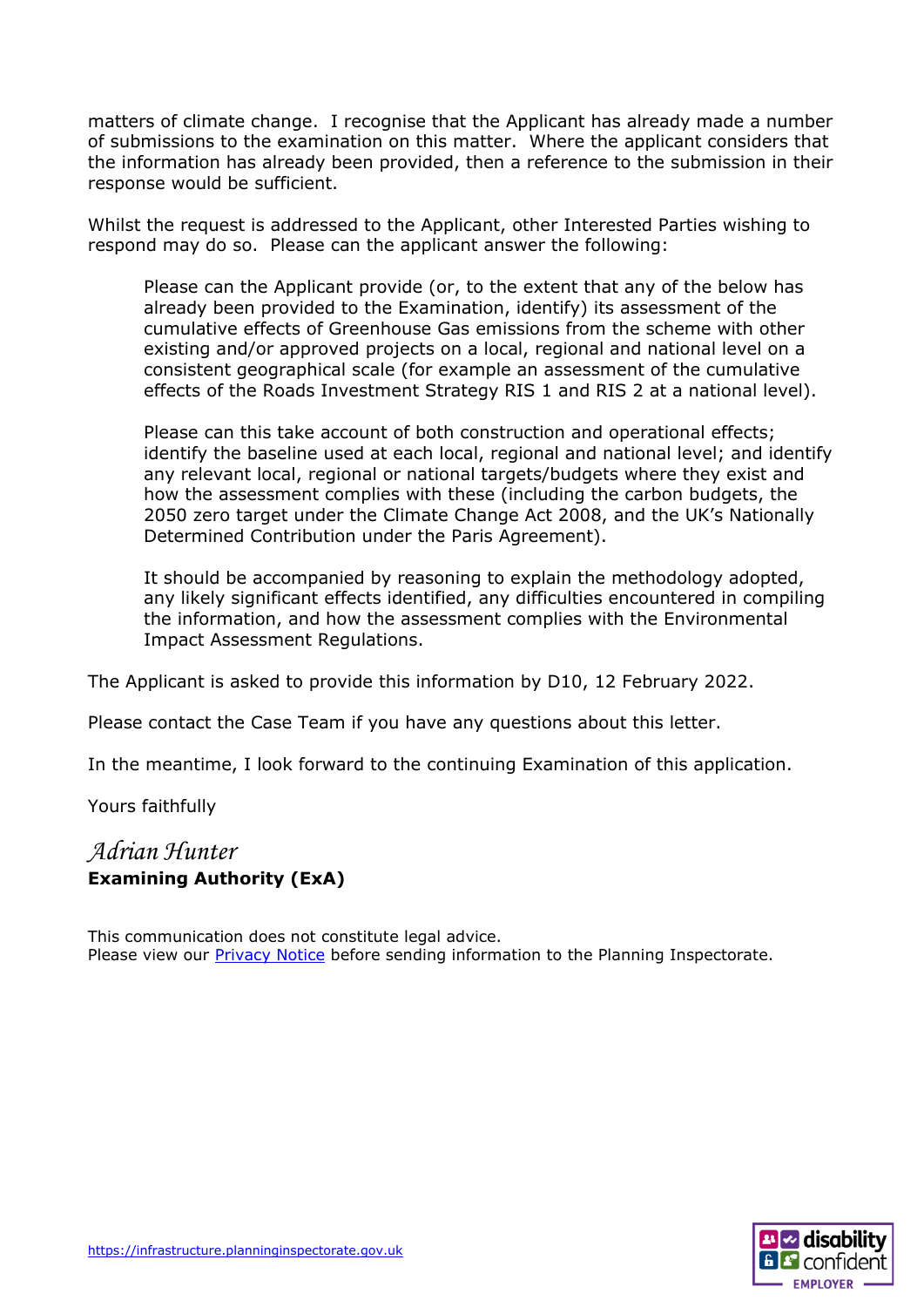matters of climate change. I recognise that the Applicant has already made a number of submissions to the examination on this matter. Where the applicant considers that the information has already been provided, then a reference to the submission in their response would be sufficient.

Whilst the request is addressed to the Applicant, other Interested Parties wishing to respond may do so. Please can the applicant answer the following:

> Please can the Applicant provide (or, to the extent that any of the below has already been provided to the Examination, identify) its assessment of the cumulative effects of Greenhouse Gas emissions from the scheme with other existing and/or approved projects on a local, regional and national level on a consistent geographical scale (for example an assessment of the cumulative effects of the Roads Investment Strategy RIS 1 and RIS 2 at a national level).
>
> Please can this take account of both construction and operational effects; identify the baseline used at each local, regional and national level; and identify any relevant local, regional or national targets/budgets where they exist and how the assessment complies with these (including the carbon budgets, the 2050 zero target under the Climate Change Act 2008, and the UK's Nationally Determined Contribution under the Paris Agreement).
>
> It should be accompanied by reasoning to explain the methodology adopted, any likely significant effects identified, any difficulties encountered in compiling the information, and how the assessment complies with the Environmental Impact Assessment Regulations.

The Applicant is asked to provide this information by D10, 12 February 2022.

Please contact the Case Team if you have any questions about this letter.

In the meantime, I look forward to the continuing Examination of this application.

Yours faithfully

*Adrian Hunter*

**Examining Authority (ExA)**

This communication does not constitute legal advice.
Please view our [Privacy Notice] before sending information to the Planning Inspectorate.

https://infrastructure.planninginspectorate.gov.uk

disability confident EMPLOYER